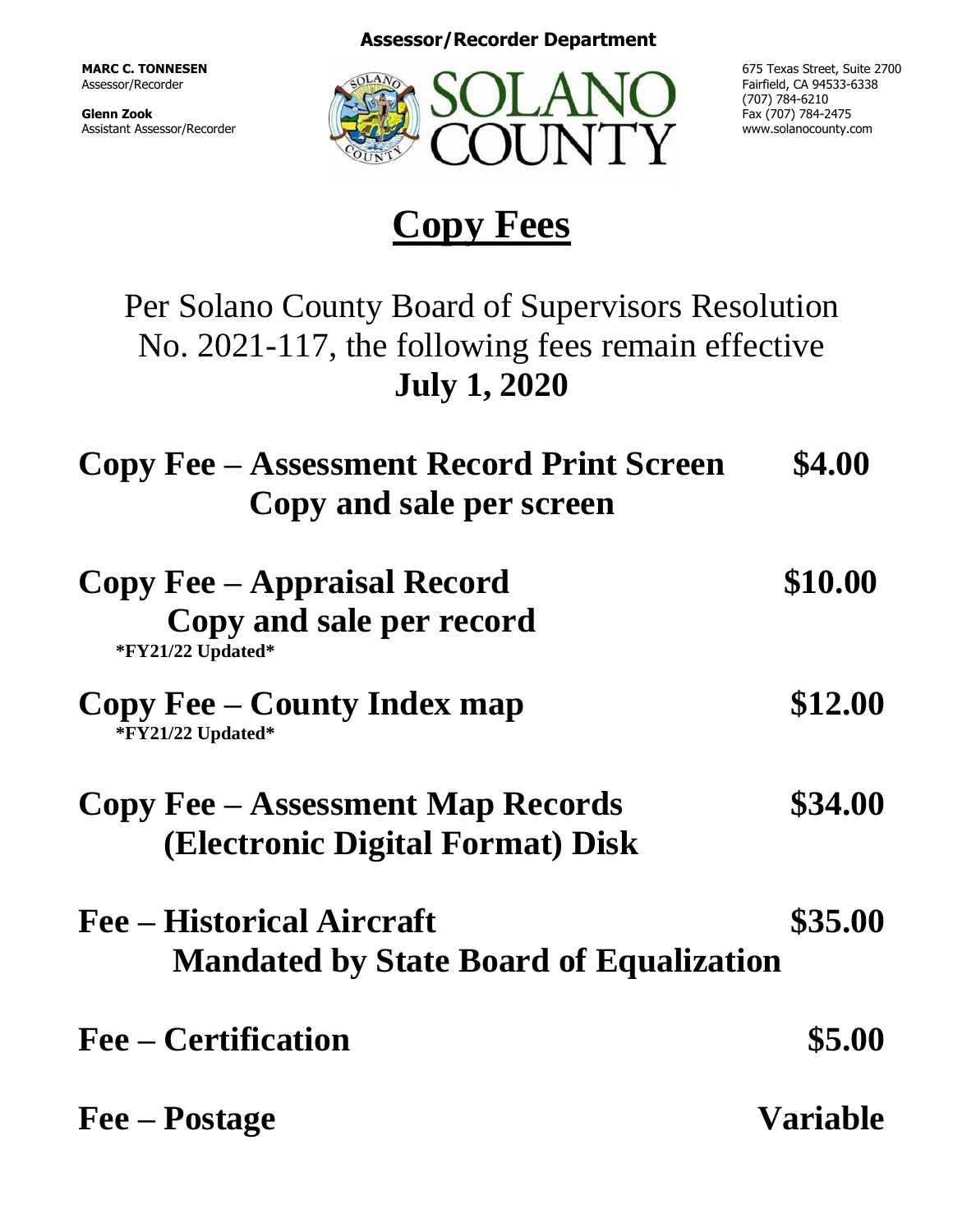**Assessor/Recorder Department**

**MARC C. TONNESEN**
Assessor/Recorder

**Glenn Zook**
Assistant Assessor/Recorder

SOLANO COUNTY

675 Texas Street, Suite 2700
Fairfield, CA 94533-6338
(707) 784-6210
Fax (707) 784-2475
www.solanocounty.com

# Copy Fees

Per Solano County Board of Supervisors Resolution No. 2021-117, the following fees remain effective **July 1, 2020**

| Fee | Amount |
|---|---|
| **Copy Fee – Assessment Record Print Screen**<br>**Copy and sale per screen** | **$4.00** |
| **Copy Fee – Appraisal Record**<br>**Copy and sale per record**<br>**\*FY21/22 Updated\*** | **$10.00** |
| **Copy Fee – County Index map**<br>**\*FY21/22 Updated\*** | **$12.00** |
| **Copy Fee – Assessment Map Records**<br>**(Electronic Digital Format) Disk** | **$34.00** |
| **Fee – Historical Aircraft**<br>**Mandated by State Board of Equalization** | **$35.00** |
| **Fee – Certification** | **$5.00** |
| **Fee – Postage** | **Variable** |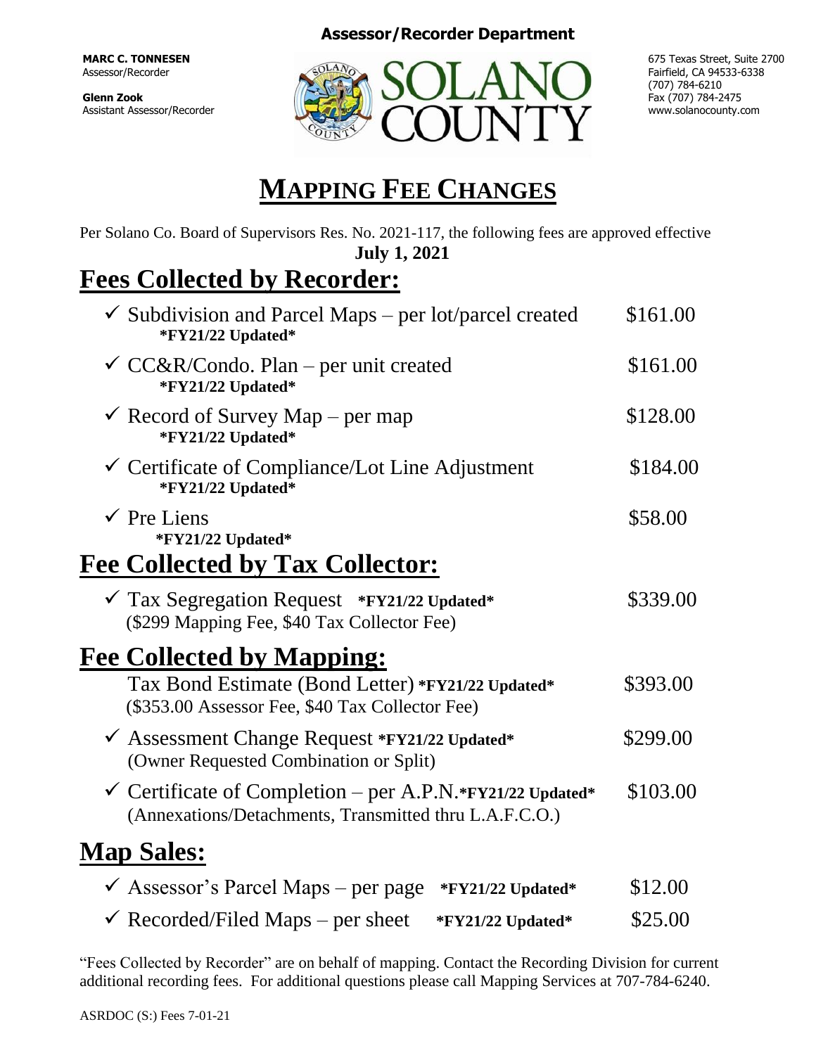**Assessor/Recorder Department**

**MARC C. TONNESEN**
Assessor/Recorder

**Glenn Zook**
Assistant Assessor/Recorder

SOLANO COUNTY

675 Texas Street, Suite 2700
Fairfield, CA 94533-6338
(707) 784-6210
Fax (707) 784-2475
www.solanocounty.com

# MAPPING FEE CHANGES

Per Solano Co. Board of Supervisors Res. No. 2021-117, the following fees are approved effective **July 1, 2021**

## Fees Collected by Recorder:

| | |
|---|---|
| ✓ Subdivision and Parcel Maps – per lot/parcel created **\*FY21/22 Updated\*** | $161.00 |
| ✓ CC&R/Condo. Plan – per unit created **\*FY21/22 Updated\*** | $161.00 |
| ✓ Record of Survey Map – per map **\*FY21/22 Updated\*** | $128.00 |
| ✓ Certificate of Compliance/Lot Line Adjustment **\*FY21/22 Updated\*** | $184.00 |
| ✓ Pre Liens **\*FY21/22 Updated\*** | $58.00 |

## Fee Collected by Tax Collector:

| | |
|---|---|
| ✓ Tax Segregation Request **\*FY21/22 Updated\*** ($299 Mapping Fee, $40 Tax Collector Fee) | $339.00 |

## Fee Collected by Mapping:

| | |
|---|---|
| Tax Bond Estimate (Bond Letter) **\*FY21/22 Updated\*** ($353.00 Assessor Fee, $40 Tax Collector Fee) | $393.00 |
| ✓ Assessment Change Request **\*FY21/22 Updated\*** (Owner Requested Combination or Split) | $299.00 |
| ✓ Certificate of Completion – per A.P.N. **\*FY21/22 Updated\*** (Annexations/Detachments, Transmitted thru L.A.F.C.O.) | $103.00 |

## Map Sales:

| | |
|---|---|
| ✓ Assessor's Parcel Maps – per page **\*FY21/22 Updated\*** | $12.00 |
| ✓ Recorded/Filed Maps – per sheet **\*FY21/22 Updated\*** | $25.00 |

"Fees Collected by Recorder" are on behalf of mapping. Contact the Recording Division for current additional recording fees. For additional questions please call Mapping Services at 707-784-6240.

ASRDOC (S:) Fees 7-01-21